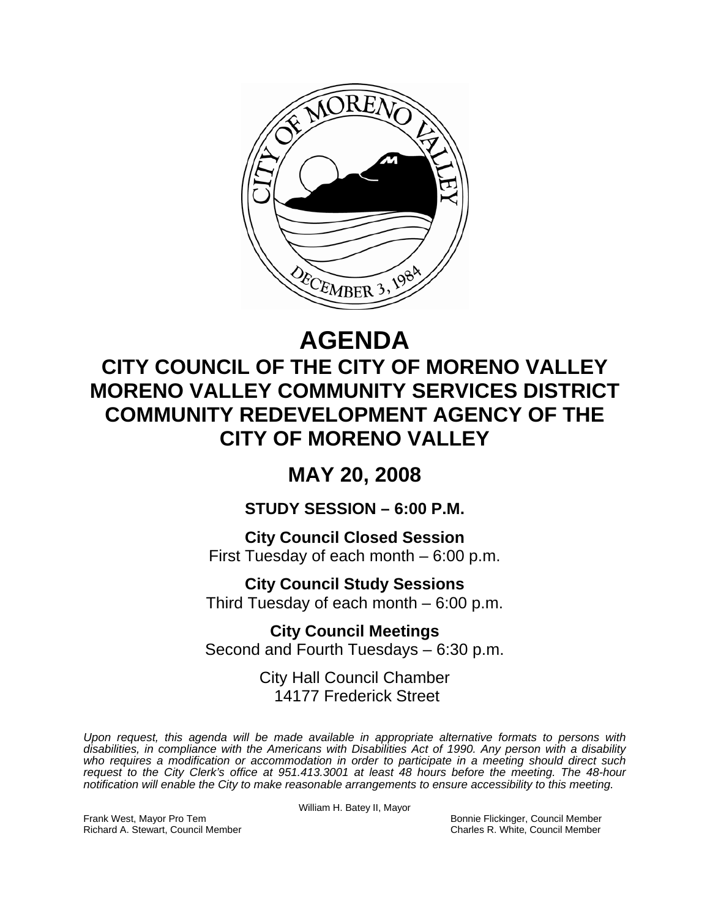# AGENDA

## CITY COUNCIL OF THE CITY OF MORENO VALLEY
## MORENO VALLEY COMMUNITY SERVICES DISTRICT
## COMMUNITY REDEVELOPMENT AGENCY OF THE CITY OF MORENO VALLEY

## MAY 20, 2008

### STUDY SESSION – 6:00 P.M.

**City Council Closed Session**
First Tuesday of each month – 6:00 p.m.

**City Council Study Sessions**
Third Tuesday of each month – 6:00 p.m.

**City Council Meetings**
Second and Fourth Tuesdays – 6:30 p.m.

City Hall Council Chamber
14177 Frederick Street

*Upon request, this agenda will be made available in appropriate alternative formats to persons with disabilities, in compliance with the Americans with Disabilities Act of 1990. Any person with a disability who requires a modification or accommodation in order to participate in a meeting should direct such request to the City Clerk's office at 951.413.3001 at least 48 hours before the meeting. The 48-hour notification will enable the City to make reasonable arrangements to ensure accessibility to this meeting.*

William H. Batey II, Mayor

Frank West, Mayor Pro Tem
Richard A. Stewart, Council Member
Bonnie Flickinger, Council Member
Charles R. White, Council Member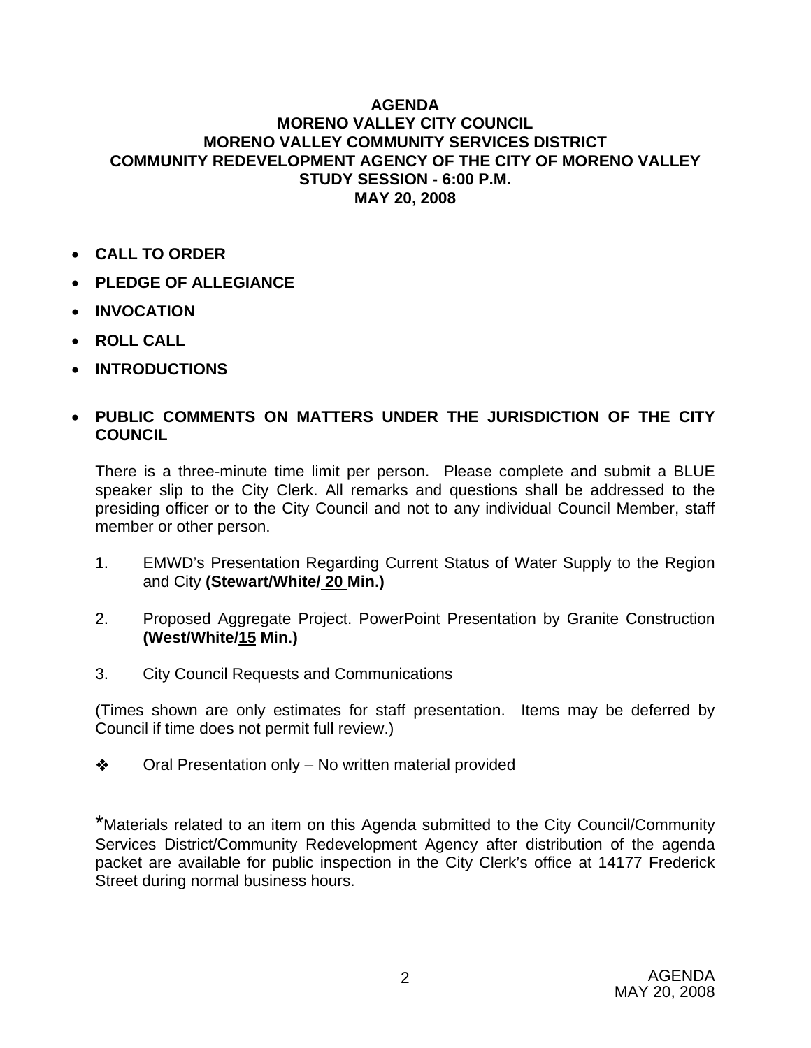**AGENDA**
**MORENO VALLEY CITY COUNCIL**
**MORENO VALLEY COMMUNITY SERVICES DISTRICT**
**COMMUNITY REDEVELOPMENT AGENCY OF THE CITY OF MORENO VALLEY**
**STUDY SESSION - 6:00 P.M.**
**MAY 20, 2008**

- **CALL TO ORDER**
- **PLEDGE OF ALLEGIANCE**
- **INVOCATION**
- **ROLL CALL**
- **INTRODUCTIONS**
- **PUBLIC COMMENTS ON MATTERS UNDER THE JURISDICTION OF THE CITY COUNCIL**

There is a three-minute time limit per person. Please complete and submit a BLUE speaker slip to the City Clerk. All remarks and questions shall be addressed to the presiding officer or to the City Council and not to any individual Council Member, staff member or other person.

1. EMWD's Presentation Regarding Current Status of Water Supply to the Region and City **(Stewart/White/ 20 Min.)**

2. Proposed Aggregate Project. PowerPoint Presentation by Granite Construction **(West/White/15 Min.)**

3. City Council Requests and Communications

(Times shown are only estimates for staff presentation. Items may be deferred by Council if time does not permit full review.)

❖ Oral Presentation only – No written material provided

*Materials related to an item on this Agenda submitted to the City Council/Community Services District/Community Redevelopment Agency after distribution of the agenda packet are available for public inspection in the City Clerk's office at 14177 Frederick Street during normal business hours.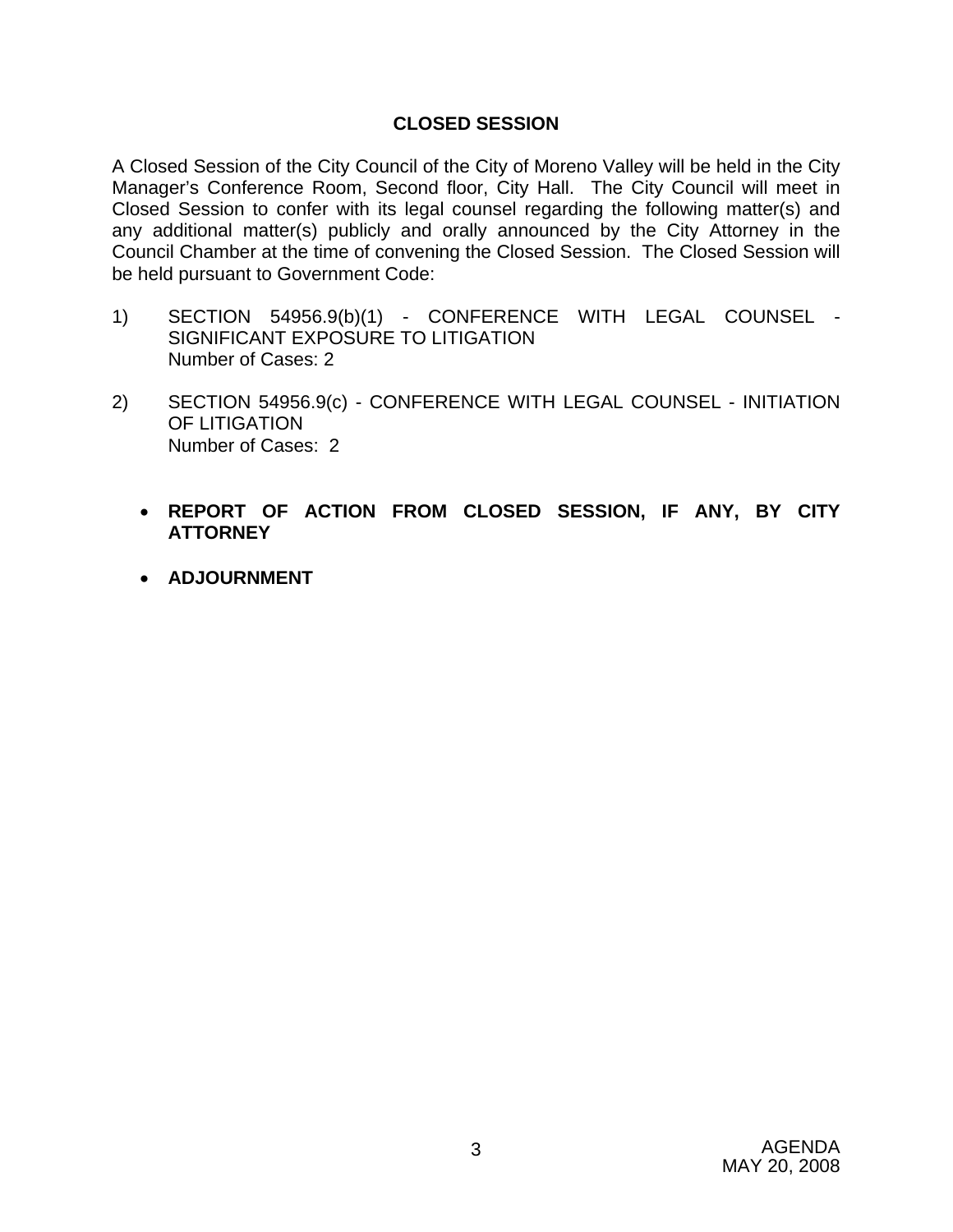# CLOSED SESSION

A Closed Session of the City Council of the City of Moreno Valley will be held in the City Manager's Conference Room, Second floor, City Hall. The City Council will meet in Closed Session to confer with its legal counsel regarding the following matter(s) and any additional matter(s) publicly and orally announced by the City Attorney in the Council Chamber at the time of convening the Closed Session. The Closed Session will be held pursuant to Government Code:

1) SECTION 54956.9(b)(1) - CONFERENCE WITH LEGAL COUNSEL - SIGNIFICANT EXPOSURE TO LITIGATION
   Number of Cases: 2

2) SECTION 54956.9(c) - CONFERENCE WITH LEGAL COUNSEL - INITIATION OF LITIGATION
   Number of Cases: 2

- **REPORT OF ACTION FROM CLOSED SESSION, IF ANY, BY CITY ATTORNEY**
- **ADJOURNMENT**